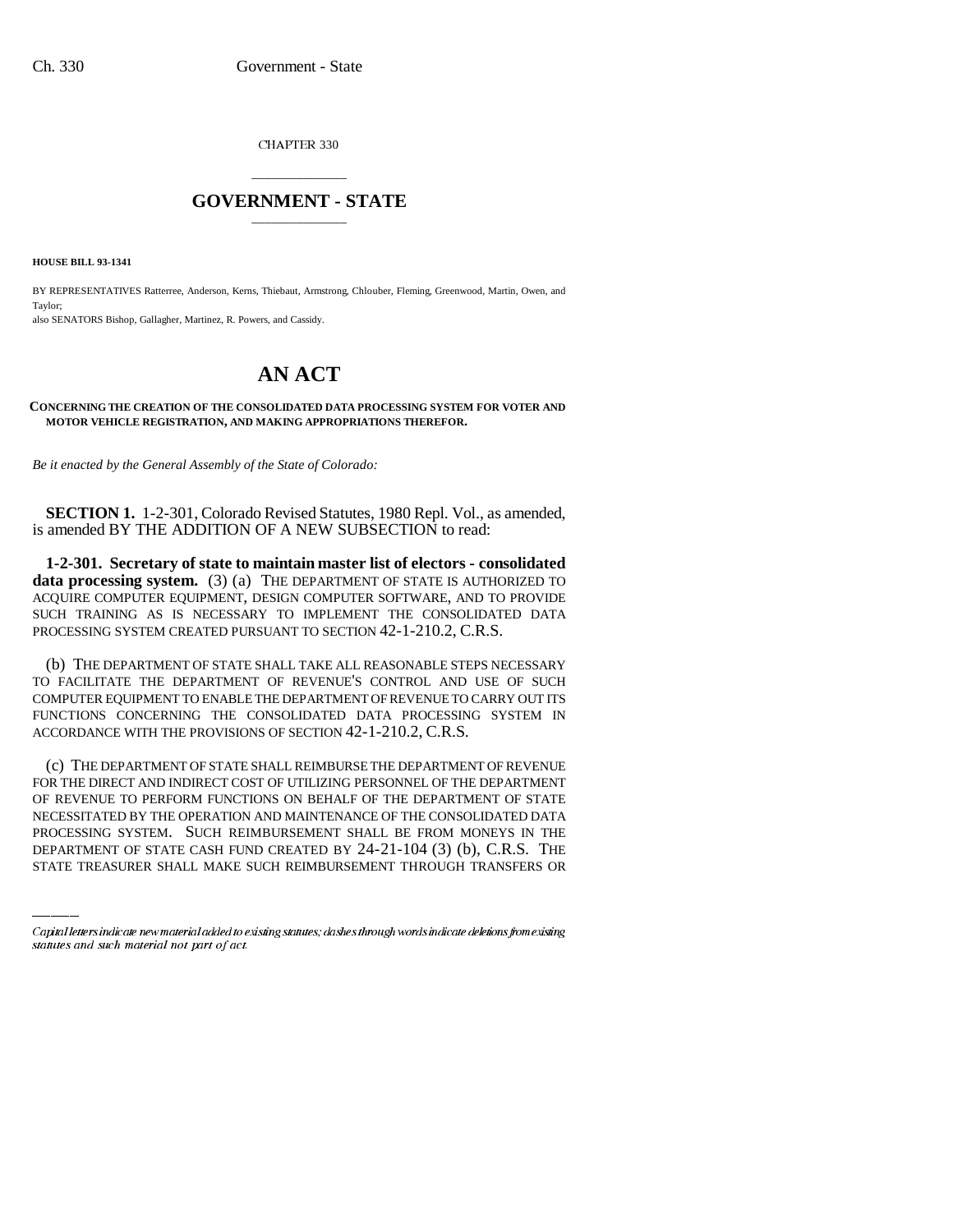CHAPTER 330

# GOVERNMENT - STATE

**HOUSE BILL 93-1341**

BY REPRESENTATIVES Ratterree, Anderson, Kerns, Thiebaut, Armstrong, Chlouber, Fleming, Greenwood, Martin, Owen, and Taylor;
also SENATORS Bishop, Gallagher, Martinez, R. Powers, and Cassidy.

# AN ACT

**CONCERNING THE CREATION OF THE CONSOLIDATED DATA PROCESSING SYSTEM FOR VOTER AND MOTOR VEHICLE REGISTRATION, AND MAKING APPROPRIATIONS THEREFOR.**

*Be it enacted by the General Assembly of the State of Colorado:*

**SECTION 1.** 1-2-301, Colorado Revised Statutes, 1980 Repl. Vol., as amended, is amended BY THE ADDITION OF A NEW SUBSECTION to read:

**1-2-301. Secretary of state to maintain master list of electors - consolidated data processing system.** (3) (a) THE DEPARTMENT OF STATE IS AUTHORIZED TO ACQUIRE COMPUTER EQUIPMENT, DESIGN COMPUTER SOFTWARE, AND TO PROVIDE SUCH TRAINING AS IS NECESSARY TO IMPLEMENT THE CONSOLIDATED DATA PROCESSING SYSTEM CREATED PURSUANT TO SECTION 42-1-210.2, C.R.S.

(b) THE DEPARTMENT OF STATE SHALL TAKE ALL REASONABLE STEPS NECESSARY TO FACILITATE THE DEPARTMENT OF REVENUE'S CONTROL AND USE OF SUCH COMPUTER EQUIPMENT TO ENABLE THE DEPARTMENT OF REVENUE TO CARRY OUT ITS FUNCTIONS CONCERNING THE CONSOLIDATED DATA PROCESSING SYSTEM IN ACCORDANCE WITH THE PROVISIONS OF SECTION 42-1-210.2, C.R.S.

(c) THE DEPARTMENT OF STATE SHALL REIMBURSE THE DEPARTMENT OF REVENUE FOR THE DIRECT AND INDIRECT COST OF UTILIZING PERSONNEL OF THE DEPARTMENT OF REVENUE TO PERFORM FUNCTIONS ON BEHALF OF THE DEPARTMENT OF STATE NECESSITATED BY THE OPERATION AND MAINTENANCE OF THE CONSOLIDATED DATA PROCESSING SYSTEM. SUCH REIMBURSEMENT SHALL BE FROM MONEYS IN THE DEPARTMENT OF STATE CASH FUND CREATED BY 24-21-104 (3) (b), C.R.S. THE STATE TREASURER SHALL MAKE SUCH REIMBURSEMENT THROUGH TRANSFERS OR

Capital letters indicate new material added to existing statutes; dashes through words indicate deletions from existing statutes and such material not part of act.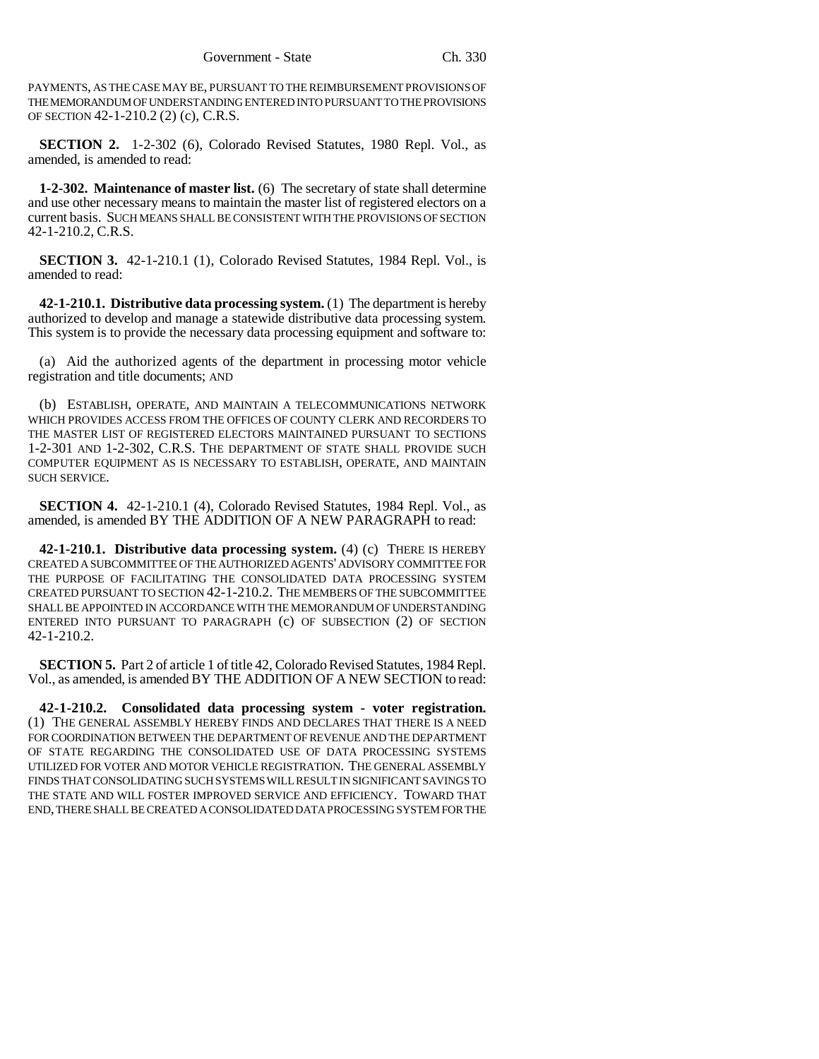PAYMENTS, AS THE CASE MAY BE, PURSUANT TO THE REIMBURSEMENT PROVISIONS OF THE MEMORANDUM OF UNDERSTANDING ENTERED INTO PURSUANT TO THE PROVISIONS OF SECTION 42-1-210.2 (2) (c), C.R.S.

**SECTION 2.** 1-2-302 (6), Colorado Revised Statutes, 1980 Repl. Vol., as amended, is amended to read:

**1-2-302. Maintenance of master list.** (6) The secretary of state shall determine and use other necessary means to maintain the master list of registered electors on a current basis. SUCH MEANS SHALL BE CONSISTENT WITH THE PROVISIONS OF SECTION 42-1-210.2, C.R.S.

**SECTION 3.** 42-1-210.1 (1), Colorado Revised Statutes, 1984 Repl. Vol., is amended to read:

**42-1-210.1. Distributive data processing system.** (1) The department is hereby authorized to develop and manage a statewide distributive data processing system. This system is to provide the necessary data processing equipment and software to:

(a) Aid the authorized agents of the department in processing motor vehicle registration and title documents; AND

(b) ESTABLISH, OPERATE, AND MAINTAIN A TELECOMMUNICATIONS NETWORK WHICH PROVIDES ACCESS FROM THE OFFICES OF COUNTY CLERK AND RECORDERS TO THE MASTER LIST OF REGISTERED ELECTORS MAINTAINED PURSUANT TO SECTIONS 1-2-301 AND 1-2-302, C.R.S. THE DEPARTMENT OF STATE SHALL PROVIDE SUCH COMPUTER EQUIPMENT AS IS NECESSARY TO ESTABLISH, OPERATE, AND MAINTAIN SUCH SERVICE.

**SECTION 4.** 42-1-210.1 (4), Colorado Revised Statutes, 1984 Repl. Vol., as amended, is amended BY THE ADDITION OF A NEW PARAGRAPH to read:

**42-1-210.1. Distributive data processing system.** (4) (c) THERE IS HEREBY CREATED A SUBCOMMITTEE OF THE AUTHORIZED AGENTS' ADVISORY COMMITTEE FOR THE PURPOSE OF FACILITATING THE CONSOLIDATED DATA PROCESSING SYSTEM CREATED PURSUANT TO SECTION 42-1-210.2. THE MEMBERS OF THE SUBCOMMITTEE SHALL BE APPOINTED IN ACCORDANCE WITH THE MEMORANDUM OF UNDERSTANDING ENTERED INTO PURSUANT TO PARAGRAPH (c) OF SUBSECTION (2) OF SECTION 42-1-210.2.

**SECTION 5.** Part 2 of article 1 of title 42, Colorado Revised Statutes, 1984 Repl. Vol., as amended, is amended BY THE ADDITION OF A NEW SECTION to read:

**42-1-210.2. Consolidated data processing system - voter registration.** (1) THE GENERAL ASSEMBLY HEREBY FINDS AND DECLARES THAT THERE IS A NEED FOR COORDINATION BETWEEN THE DEPARTMENT OF REVENUE AND THE DEPARTMENT OF STATE REGARDING THE CONSOLIDATED USE OF DATA PROCESSING SYSTEMS UTILIZED FOR VOTER AND MOTOR VEHICLE REGISTRATION. THE GENERAL ASSEMBLY FINDS THAT CONSOLIDATING SUCH SYSTEMS WILL RESULT IN SIGNIFICANT SAVINGS TO THE STATE AND WILL FOSTER IMPROVED SERVICE AND EFFICIENCY. TOWARD THAT END, THERE SHALL BE CREATED A CONSOLIDATED DATA PROCESSING SYSTEM FOR THE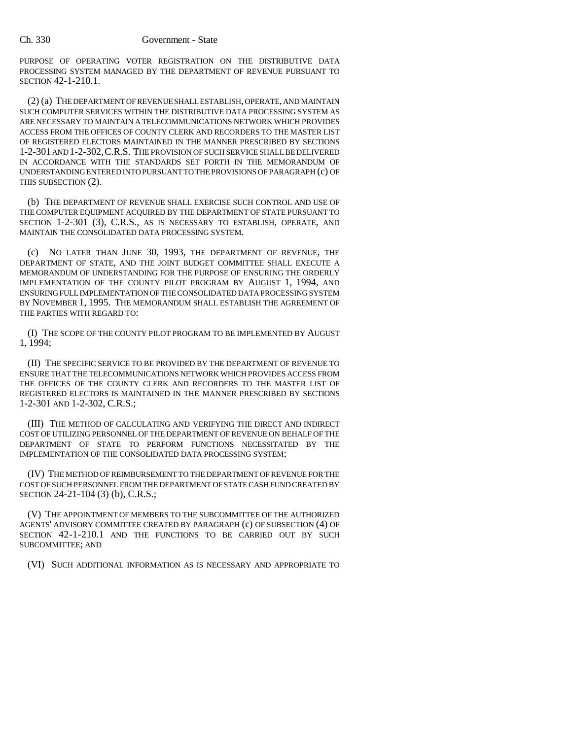PURPOSE OF OPERATING VOTER REGISTRATION ON THE DISTRIBUTIVE DATA PROCESSING SYSTEM MANAGED BY THE DEPARTMENT OF REVENUE PURSUANT TO SECTION 42-1-210.1.

(2) (a) THE DEPARTMENT OF REVENUE SHALL ESTABLISH, OPERATE, AND MAINTAIN SUCH COMPUTER SERVICES WITHIN THE DISTRIBUTIVE DATA PROCESSING SYSTEM AS ARE NECESSARY TO MAINTAIN A TELECOMMUNICATIONS NETWORK WHICH PROVIDES ACCESS FROM THE OFFICES OF COUNTY CLERK AND RECORDERS TO THE MASTER LIST OF REGISTERED ELECTORS MAINTAINED IN THE MANNER PRESCRIBED BY SECTIONS 1-2-301 AND 1-2-302, C.R.S. THE PROVISION OF SUCH SERVICE SHALL BE DELIVERED IN ACCORDANCE WITH THE STANDARDS SET FORTH IN THE MEMORANDUM OF UNDERSTANDING ENTERED INTO PURSUANT TO THE PROVISIONS OF PARAGRAPH (c) OF THIS SUBSECTION (2).

(b) THE DEPARTMENT OF REVENUE SHALL EXERCISE SUCH CONTROL AND USE OF THE COMPUTER EQUIPMENT ACQUIRED BY THE DEPARTMENT OF STATE PURSUANT TO SECTION 1-2-301 (3), C.R.S., AS IS NECESSARY TO ESTABLISH, OPERATE, AND MAINTAIN THE CONSOLIDATED DATA PROCESSING SYSTEM.

(c) NO LATER THAN JUNE 30, 1993, THE DEPARTMENT OF REVENUE, THE DEPARTMENT OF STATE, AND THE JOINT BUDGET COMMITTEE SHALL EXECUTE A MEMORANDUM OF UNDERSTANDING FOR THE PURPOSE OF ENSURING THE ORDERLY IMPLEMENTATION OF THE COUNTY PILOT PROGRAM BY AUGUST 1, 1994, AND ENSURING FULL IMPLEMENTATION OF THE CONSOLIDATED DATA PROCESSING SYSTEM BY NOVEMBER 1, 1995. THE MEMORANDUM SHALL ESTABLISH THE AGREEMENT OF THE PARTIES WITH REGARD TO:

(I) THE SCOPE OF THE COUNTY PILOT PROGRAM TO BE IMPLEMENTED BY AUGUST 1, 1994;

(II) THE SPECIFIC SERVICE TO BE PROVIDED BY THE DEPARTMENT OF REVENUE TO ENSURE THAT THE TELECOMMUNICATIONS NETWORK WHICH PROVIDES ACCESS FROM THE OFFICES OF THE COUNTY CLERK AND RECORDERS TO THE MASTER LIST OF REGISTERED ELECTORS IS MAINTAINED IN THE MANNER PRESCRIBED BY SECTIONS 1-2-301 AND 1-2-302, C.R.S.;

(III) THE METHOD OF CALCULATING AND VERIFYING THE DIRECT AND INDIRECT COST OF UTILIZING PERSONNEL OF THE DEPARTMENT OF REVENUE ON BEHALF OF THE DEPARTMENT OF STATE TO PERFORM FUNCTIONS NECESSITATED BY THE IMPLEMENTATION OF THE CONSOLIDATED DATA PROCESSING SYSTEM;

(IV) THE METHOD OF REIMBURSEMENT TO THE DEPARTMENT OF REVENUE FOR THE COST OF SUCH PERSONNEL FROM THE DEPARTMENT OF STATE CASH FUND CREATED BY SECTION 24-21-104 (3) (b), C.R.S.;

(V) THE APPOINTMENT OF MEMBERS TO THE SUBCOMMITTEE OF THE AUTHORIZED AGENTS' ADVISORY COMMITTEE CREATED BY PARAGRAPH (c) OF SUBSECTION (4) OF SECTION 42-1-210.1 AND THE FUNCTIONS TO BE CARRIED OUT BY SUCH SUBCOMMITTEE; AND

(VI) SUCH ADDITIONAL INFORMATION AS IS NECESSARY AND APPROPRIATE TO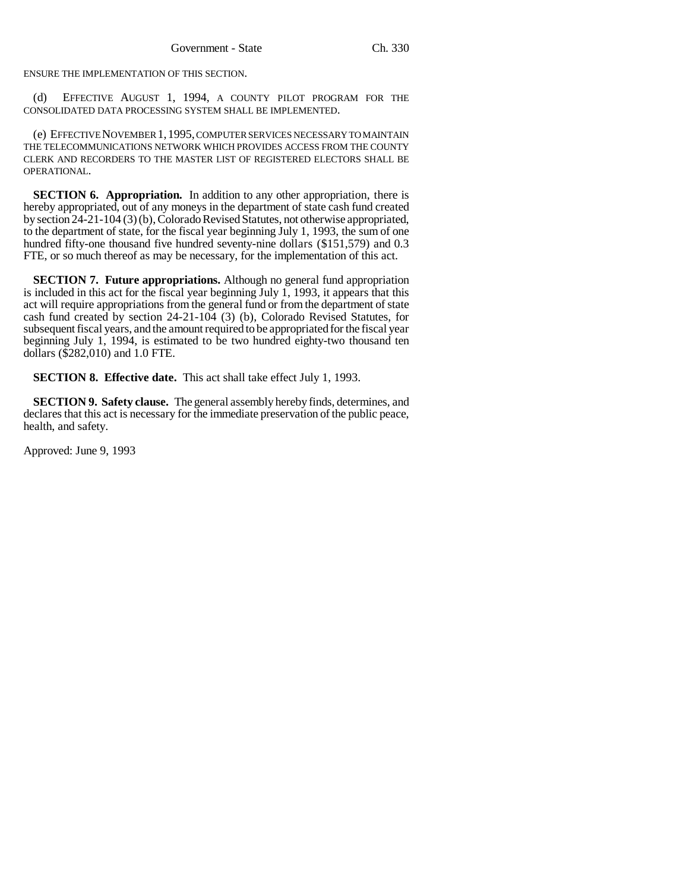ENSURE THE IMPLEMENTATION OF THIS SECTION.

(d) EFFECTIVE AUGUST 1, 1994, A COUNTY PILOT PROGRAM FOR THE CONSOLIDATED DATA PROCESSING SYSTEM SHALL BE IMPLEMENTED.

(e) EFFECTIVE NOVEMBER 1, 1995, COMPUTER SERVICES NECESSARY TO MAINTAIN THE TELECOMMUNICATIONS NETWORK WHICH PROVIDES ACCESS FROM THE COUNTY CLERK AND RECORDERS TO THE MASTER LIST OF REGISTERED ELECTORS SHALL BE OPERATIONAL.

**SECTION 6. Appropriation.** In addition to any other appropriation, there is hereby appropriated, out of any moneys in the department of state cash fund created by section 24-21-104 (3) (b), Colorado Revised Statutes, not otherwise appropriated, to the department of state, for the fiscal year beginning July 1, 1993, the sum of one hundred fifty-one thousand five hundred seventy-nine dollars ($151,579) and 0.3 FTE, or so much thereof as may be necessary, for the implementation of this act.

**SECTION 7. Future appropriations.** Although no general fund appropriation is included in this act for the fiscal year beginning July 1, 1993, it appears that this act will require appropriations from the general fund or from the department of state cash fund created by section 24-21-104 (3) (b), Colorado Revised Statutes, for subsequent fiscal years, and the amount required to be appropriated for the fiscal year beginning July 1, 1994, is estimated to be two hundred eighty-two thousand ten dollars ($282,010) and 1.0 FTE.

**SECTION 8. Effective date.** This act shall take effect July 1, 1993.

**SECTION 9. Safety clause.** The general assembly hereby finds, determines, and declares that this act is necessary for the immediate preservation of the public peace, health, and safety.

Approved: June 9, 1993